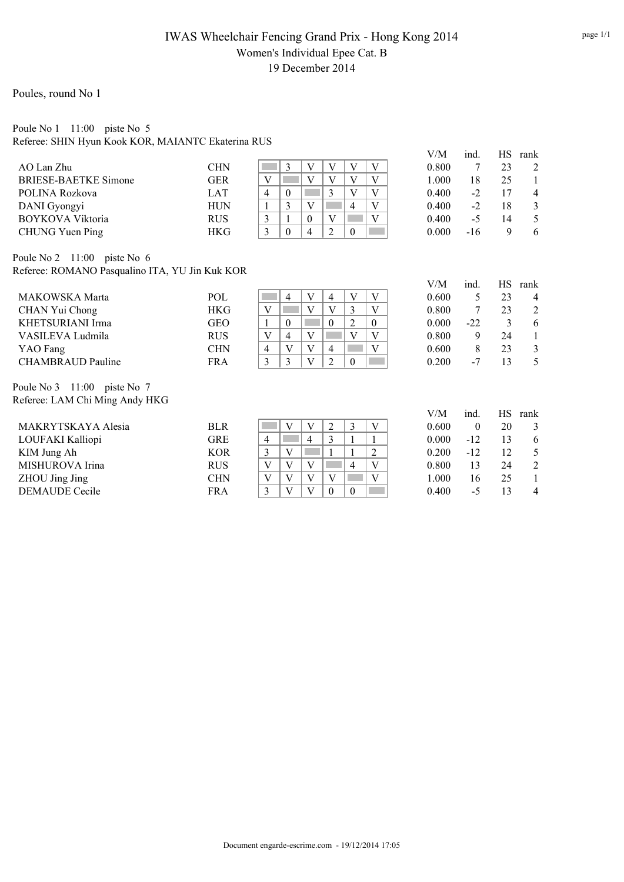# IWAS Wheelchair Fencing Grand Prix - Hong Kong 2014

Women's Individual Epee Cat. B

19 December 2014

Poules, round No 1

Poule No 1 11:00 piste No 5

Referee: SHIN Hyun Kook KOR, MAIANTC Ekaterina RUS

| Name | Nation | 1 | 2 | 3 | 4 | 5 | 6 | V/M | ind. | HS | rank |
|---|---|---|---|---|---|---|---|---|---|---|---|
| AO Lan Zhu | CHN | | 3 | V | V | V | V | 0.800 | 7 | 23 | 2 |
| BRIESE-BAETKE Simone | GER | V | | V | V | V | V | 1.000 | 18 | 25 | 1 |
| POLINA Rozkova | LAT | 4 | 0 | | 3 | V | V | 0.400 | -2 | 17 | 4 |
| DANI Gyongyi | HUN | 1 | 3 | V | | 4 | V | 0.400 | -2 | 18 | 3 |
| BOYKOVA Viktoria | RUS | 3 | 1 | 0 | V | | V | 0.400 | -5 | 14 | 5 |
| CHUNG Yuen Ping | HKG | 3 | 0 | 4 | 2 | 0 | | 0.000 | -16 | 9 | 6 |

Poule No 2 11:00 piste No 6

Referee: ROMANO Pasqualino ITA, YU Jin Kuk KOR

| Name | Nation | 1 | 2 | 3 | 4 | 5 | 6 | V/M | ind. | HS | rank |
|---|---|---|---|---|---|---|---|---|---|---|---|
| MAKOWSKA Marta | POL | | 4 | V | 4 | V | V | 0.600 | 5 | 23 | 4 |
| CHAN Yui Chong | HKG | V | | V | V | 3 | V | 0.800 | 7 | 23 | 2 |
| KHETSURIANI Irma | GEO | 1 | 0 | | 0 | 2 | 0 | 0.000 | -22 | 3 | 6 |
| VASILEVA Ludmila | RUS | V | 4 | V | | V | V | 0.800 | 9 | 24 | 1 |
| YAO Fang | CHN | 4 | V | V | 4 | | V | 0.600 | 8 | 23 | 3 |
| CHAMBRAUD Pauline | FRA | 3 | 3 | V | 2 | 0 | | 0.200 | -7 | 13 | 5 |

Poule No 3 11:00 piste No 7

Referee: LAM Chi Ming Andy HKG

| Name | Nation | 1 | 2 | 3 | 4 | 5 | 6 | V/M | ind. | HS | rank |
|---|---|---|---|---|---|---|---|---|---|---|---|
| MAKRYTSKAYA Alesia | BLR | | V | V | 2 | 3 | V | 0.600 | 0 | 20 | 3 |
| LOUFAKI Kalliopi | GRE | 4 | | 4 | 3 | 1 | 1 | 0.000 | -12 | 13 | 6 |
| KIM Jung Ah | KOR | 3 | V | | 1 | 1 | 2 | 0.200 | -12 | 12 | 5 |
| MISHUROVA Irina | RUS | V | V | V | | 4 | V | 0.800 | 13 | 24 | 2 |
| ZHOU Jing Jing | CHN | V | V | V | V | | V | 1.000 | 16 | 25 | 1 |
| DEMAUDE Cecile | FRA | 3 | V | V | 0 | 0 | | 0.400 | -5 | 13 | 4 |

Document engarde-escrime.com - 19/12/2014 17:05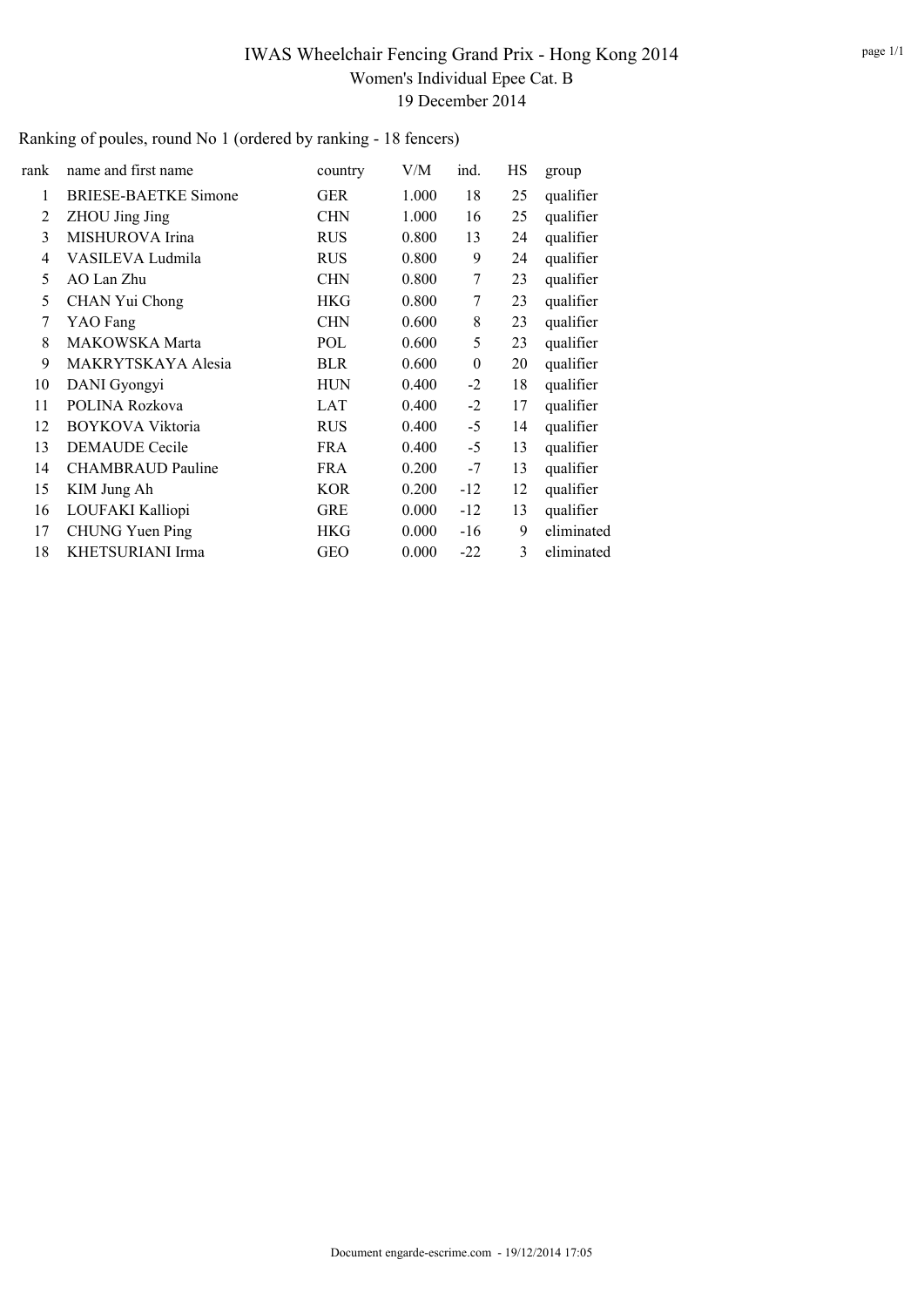# IWAS Wheelchair Fencing Grand Prix - Hong Kong 2014

Women's Individual Epee Cat. B

19 December 2014

Ranking of poules, round No 1 (ordered by ranking - 18 fencers)

| rank | name and first name | country | V/M | ind. | HS | group |
|---|---|---|---|---|---|---|
| 1 | BRIESE-BAETKE Simone | GER | 1.000 | 18 | 25 | qualifier |
| 2 | ZHOU Jing Jing | CHN | 1.000 | 16 | 25 | qualifier |
| 3 | MISHUROVA Irina | RUS | 0.800 | 13 | 24 | qualifier |
| 4 | VASILEVA Ludmila | RUS | 0.800 | 9 | 24 | qualifier |
| 5 | AO Lan Zhu | CHN | 0.800 | 7 | 23 | qualifier |
| 5 | CHAN Yui Chong | HKG | 0.800 | 7 | 23 | qualifier |
| 7 | YAO Fang | CHN | 0.600 | 8 | 23 | qualifier |
| 8 | MAKOWSKA Marta | POL | 0.600 | 5 | 23 | qualifier |
| 9 | MAKRYTSKAYA Alesia | BLR | 0.600 | 0 | 20 | qualifier |
| 10 | DANI Gyongyi | HUN | 0.400 | -2 | 18 | qualifier |
| 11 | POLINA Rozkova | LAT | 0.400 | -2 | 17 | qualifier |
| 12 | BOYKOVA Viktoria | RUS | 0.400 | -5 | 14 | qualifier |
| 13 | DEMAUDE Cecile | FRA | 0.400 | -5 | 13 | qualifier |
| 14 | CHAMBRAUD Pauline | FRA | 0.200 | -7 | 13 | qualifier |
| 15 | KIM Jung Ah | KOR | 0.200 | -12 | 12 | qualifier |
| 16 | LOUFAKI Kalliopi | GRE | 0.000 | -12 | 13 | qualifier |
| 17 | CHUNG Yuen Ping | HKG | 0.000 | -16 | 9 | eliminated |
| 18 | KHETSURIANI Irma | GEO | 0.000 | -22 | 3 | eliminated |

Document engarde-escrime.com - 19/12/2014 17:05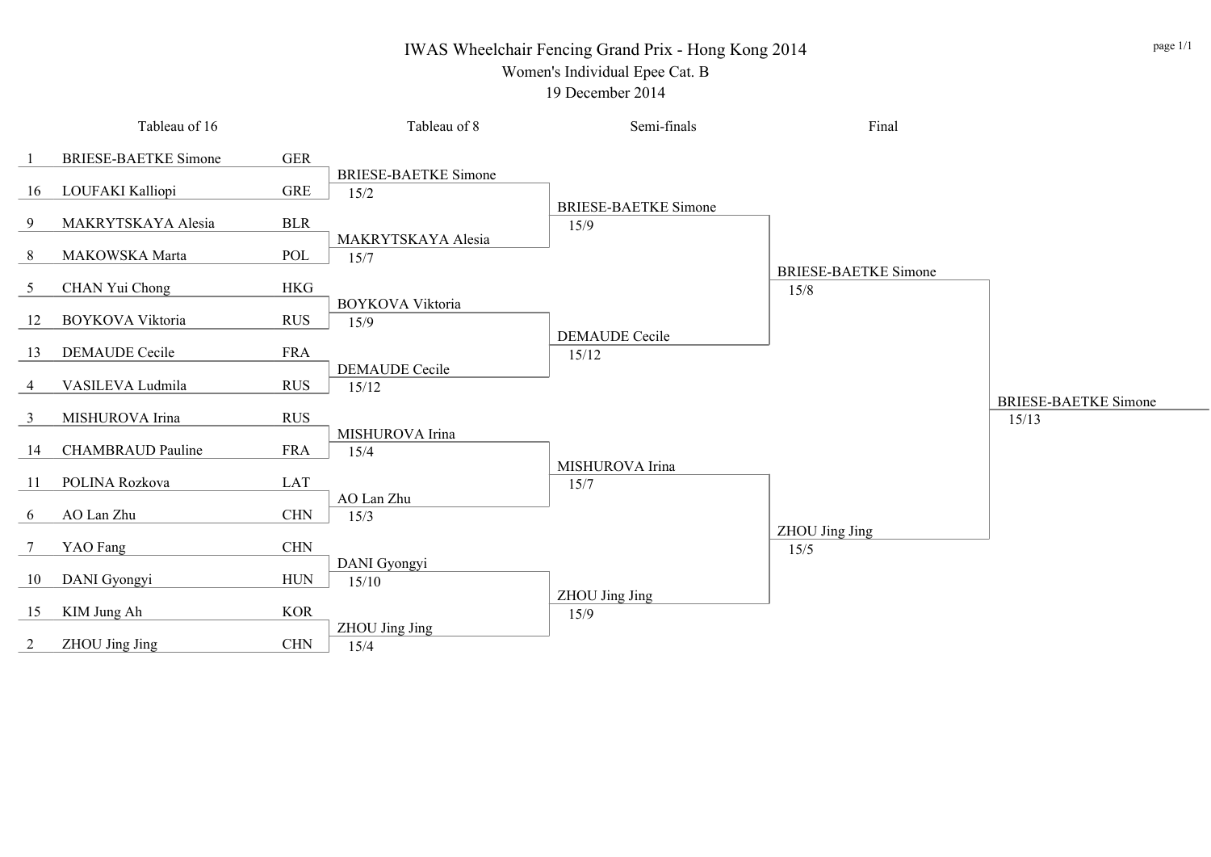# IWAS Wheelchair Fencing Grand Prix - Hong Kong 2014

## Women's Individual Epee Cat. B

19 December 2014

| Tableau of 16 | | | Tableau of 8 | Semi-finals | Final | |
|---|---|---|---|---|---|---|
| 1 | BRIESE-BAETKE Simone | GER | BRIESE-BAETKE Simone 15/2 | BRIESE-BAETKE Simone 15/9 | BRIESE-BAETKE Simone 15/8 | BRIESE-BAETKE Simone 15/13 |
| 16 | LOUFAKI Kalliopi | GRE | | | | |
| 9 | MAKRYTSKAYA Alesia | BLR | MAKRYTSKAYA Alesia 15/7 | | | |
| 8 | MAKOWSKA Marta | POL | | | | |
| 5 | CHAN Yui Chong | HKG | BOYKOVA Viktoria 15/9 | DEMAUDE Cecile 15/12 | | |
| 12 | BOYKOVA Viktoria | RUS | | | | |
| 13 | DEMAUDE Cecile | FRA | DEMAUDE Cecile 15/12 | | | |
| 4 | VASILEVA Ludmila | RUS | | | | |
| 3 | MISHUROVA Irina | RUS | MISHUROVA Irina 15/4 | MISHUROVA Irina 15/7 | ZHOU Jing Jing 15/5 | |
| 14 | CHAMBRAUD Pauline | FRA | | | | |
| 11 | POLINA Rozkova | LAT | AO Lan Zhu 15/3 | | | |
| 6 | AO Lan Zhu | CHN | | | | |
| 7 | YAO Fang | CHN | DANI Gyongyi 15/10 | ZHOU Jing Jing 15/9 | | |
| 10 | DANI Gyongyi | HUN | | | | |
| 15 | KIM Jung Ah | KOR | ZHOU Jing Jing 15/4 | | | |
| 2 | ZHOU Jing Jing | CHN | | | | |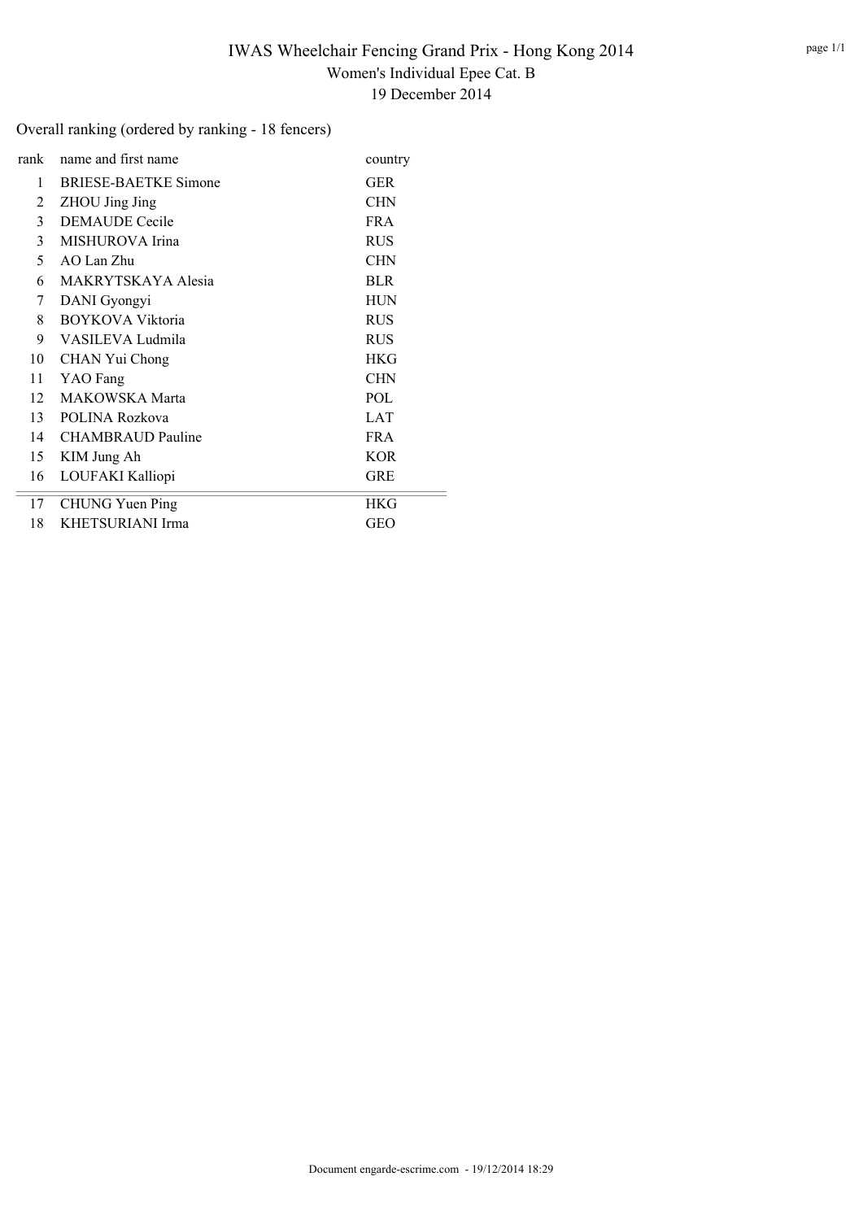# IWAS Wheelchair Fencing Grand Prix - Hong Kong 2014

Women's Individual Epee Cat. B

19 December 2014

Overall ranking (ordered by ranking - 18 fencers)

| rank | name and first name | country |
|---|---|---|
| 1 | BRIESE-BAETKE Simone | GER |
| 2 | ZHOU Jing Jing | CHN |
| 3 | DEMAUDE Cecile | FRA |
| 3 | MISHUROVA Irina | RUS |
| 5 | AO Lan Zhu | CHN |
| 6 | MAKRYTSKAYA Alesia | BLR |
| 7 | DANI Gyongyi | HUN |
| 8 | BOYKOVA Viktoria | RUS |
| 9 | VASILEVA Ludmila | RUS |
| 10 | CHAN Yui Chong | HKG |
| 11 | YAO Fang | CHN |
| 12 | MAKOWSKA Marta | POL |
| 13 | POLINA Rozkova | LAT |
| 14 | CHAMBRAUD Pauline | FRA |
| 15 | KIM Jung Ah | KOR |
| 16 | LOUFAKI Kalliopi | GRE |
| 17 | CHUNG Yuen Ping | HKG |
| 18 | KHETSURIANI Irma | GEO |

Document engarde-escrime.com - 19/12/2014 18:29